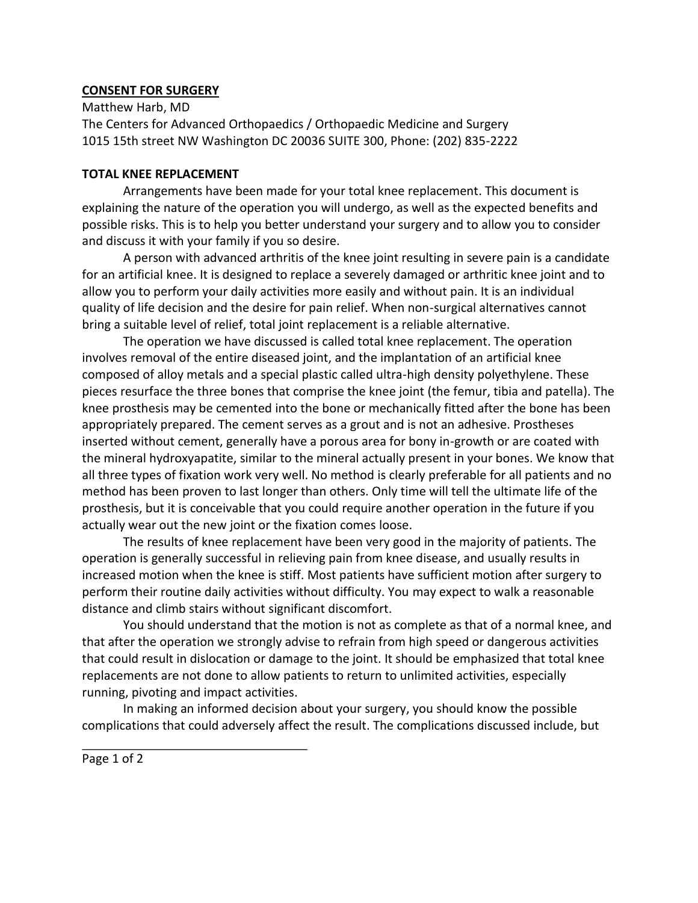**CONSENT FOR SURGERY**

Matthew Harb, MD
The Centers for Advanced Orthopaedics / Orthopaedic Medicine and Surgery
1015 15th street NW Washington DC 20036 SUITE 300, Phone: (202) 835-2222

**TOTAL KNEE REPLACEMENT**

Arrangements have been made for your total knee replacement. This document is explaining the nature of the operation you will undergo, as well as the expected benefits and possible risks. This is to help you better understand your surgery and to allow you to consider and discuss it with your family if you so desire.

A person with advanced arthritis of the knee joint resulting in severe pain is a candidate for an artificial knee. It is designed to replace a severely damaged or arthritic knee joint and to allow you to perform your daily activities more easily and without pain. It is an individual quality of life decision and the desire for pain relief. When non-surgical alternatives cannot bring a suitable level of relief, total joint replacement is a reliable alternative.

The operation we have discussed is called total knee replacement. The operation involves removal of the entire diseased joint, and the implantation of an artificial knee composed of alloy metals and a special plastic called ultra-high density polyethylene. These pieces resurface the three bones that comprise the knee joint (the femur, tibia and patella). The knee prosthesis may be cemented into the bone or mechanically fitted after the bone has been appropriately prepared. The cement serves as a grout and is not an adhesive. Prostheses inserted without cement, generally have a porous area for bony in-growth or are coated with the mineral hydroxyapatite, similar to the mineral actually present in your bones. We know that all three types of fixation work very well. No method is clearly preferable for all patients and no method has been proven to last longer than others. Only time will tell the ultimate life of the prosthesis, but it is conceivable that you could require another operation in the future if you actually wear out the new joint or the fixation comes loose.

The results of knee replacement have been very good in the majority of patients. The operation is generally successful in relieving pain from knee disease, and usually results in increased motion when the knee is stiff. Most patients have sufficient motion after surgery to perform their routine daily activities without difficulty. You may expect to walk a reasonable distance and climb stairs without significant discomfort.

You should understand that the motion is not as complete as that of a normal knee, and that after the operation we strongly advise to refrain from high speed or dangerous activities that could result in dislocation or damage to the joint. It should be emphasized that total knee replacements are not done to allow patients to return to unlimited activities, especially running, pivoting and impact activities.

In making an informed decision about your surgery, you should know the possible complications that could adversely affect the result. The complications discussed include, but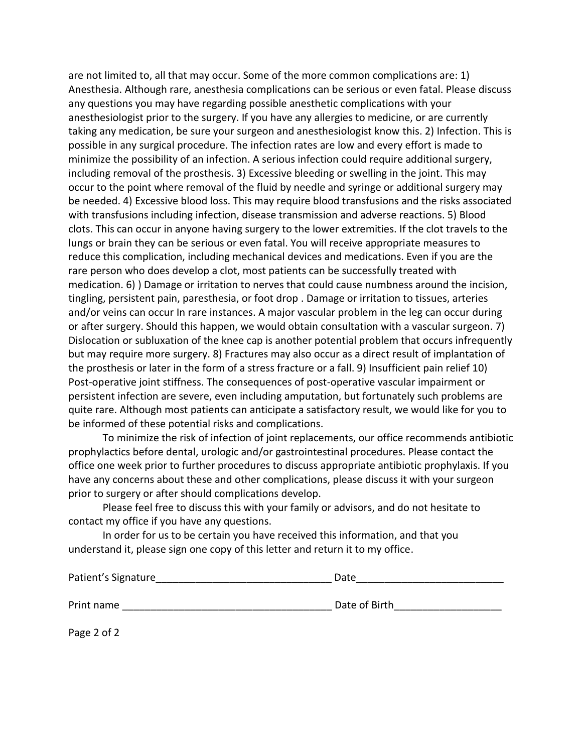are not limited to, all that may occur. Some of the more common complications are: 1) Anesthesia. Although rare, anesthesia complications can be serious or even fatal. Please discuss any questions you may have regarding possible anesthetic complications with your anesthesiologist prior to the surgery. If you have any allergies to medicine, or are currently taking any medication, be sure your surgeon and anesthesiologist know this. 2) Infection. This is possible in any surgical procedure. The infection rates are low and every effort is made to minimize the possibility of an infection. A serious infection could require additional surgery, including removal of the prosthesis. 3) Excessive bleeding or swelling in the joint. This may occur to the point where removal of the fluid by needle and syringe or additional surgery may be needed. 4) Excessive blood loss. This may require blood transfusions and the risks associated with transfusions including infection, disease transmission and adverse reactions. 5) Blood clots. This can occur in anyone having surgery to the lower extremities. If the clot travels to the lungs or brain they can be serious or even fatal. You will receive appropriate measures to reduce this complication, including mechanical devices and medications. Even if you are the rare person who does develop a clot, most patients can be successfully treated with medication. 6) ) Damage or irritation to nerves that could cause numbness around the incision, tingling, persistent pain, paresthesia, or foot drop . Damage or irritation to tissues, arteries and/or veins can occur In rare instances. A major vascular problem in the leg can occur during or after surgery. Should this happen, we would obtain consultation with a vascular surgeon. 7) Dislocation or subluxation of the knee cap is another potential problem that occurs infrequently but may require more surgery. 8) Fractures may also occur as a direct result of implantation of the prosthesis or later in the form of a stress fracture or a fall. 9) Insufficient pain relief 10) Post-operative joint stiffness. The consequences of post-operative vascular impairment or persistent infection are severe, even including amputation, but fortunately such problems are quite rare. Although most patients can anticipate a satisfactory result, we would like for you to be informed of these potential risks and complications.

To minimize the risk of infection of joint replacements, our office recommends antibiotic prophylactics before dental, urologic and/or gastrointestinal procedures. Please contact the office one week prior to further procedures to discuss appropriate antibiotic prophylaxis. If you have any concerns about these and other complications, please discuss it with your surgeon prior to surgery or after should complications develop.

Please feel free to discuss this with your family or advisors, and do not hesitate to contact my office if you have any questions.

In order for us to be certain you have received this information, and that you understand it, please sign one copy of this letter and return it to my office.

Patient's Signature_______________________________ Date__________________________

Print name _____________________________________ Date of Birth___________________